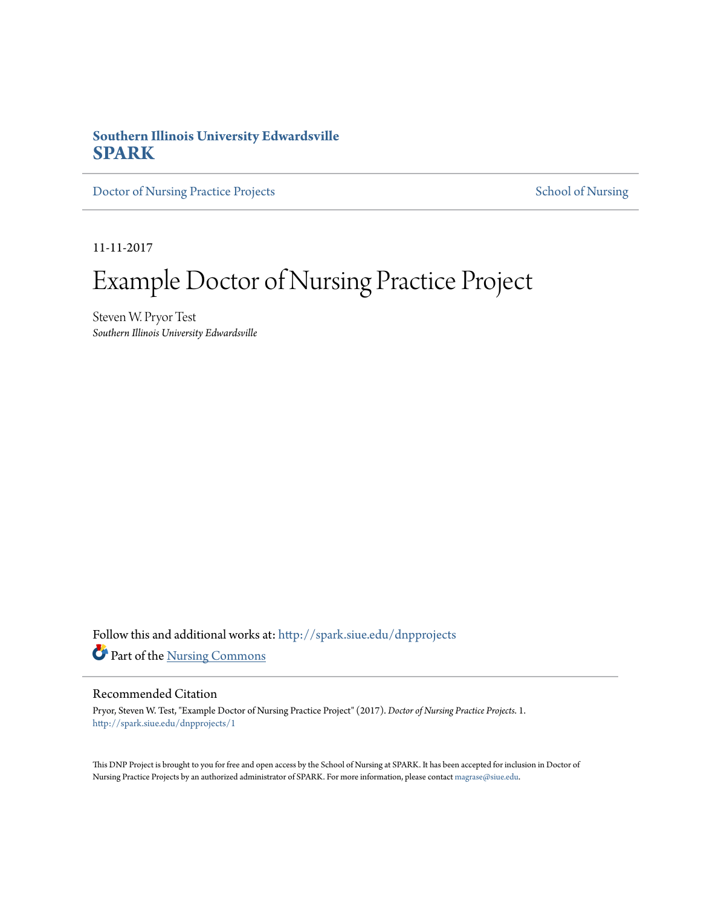**Southern Illinois University Edwardsville**
**SPARK**

Doctor of Nursing Practice Projects | School of Nursing

11-11-2017

# Example Doctor of Nursing Practice Project

Steven W. Pryor Test
*Southern Illinois University Edwardsville*

Follow this and additional works at: http://spark.siue.edu/dnpprojects

Part of the Nursing Commons

## Recommended Citation

Pryor, Steven W. Test, "Example Doctor of Nursing Practice Project" (2017). *Doctor of Nursing Practice Projects.* 1.
http://spark.siue.edu/dnpprojects/1

This DNP Project is brought to you for free and open access by the School of Nursing at SPARK. It has been accepted for inclusion in Doctor of Nursing Practice Projects by an authorized administrator of SPARK. For more information, please contact magrase@siue.edu.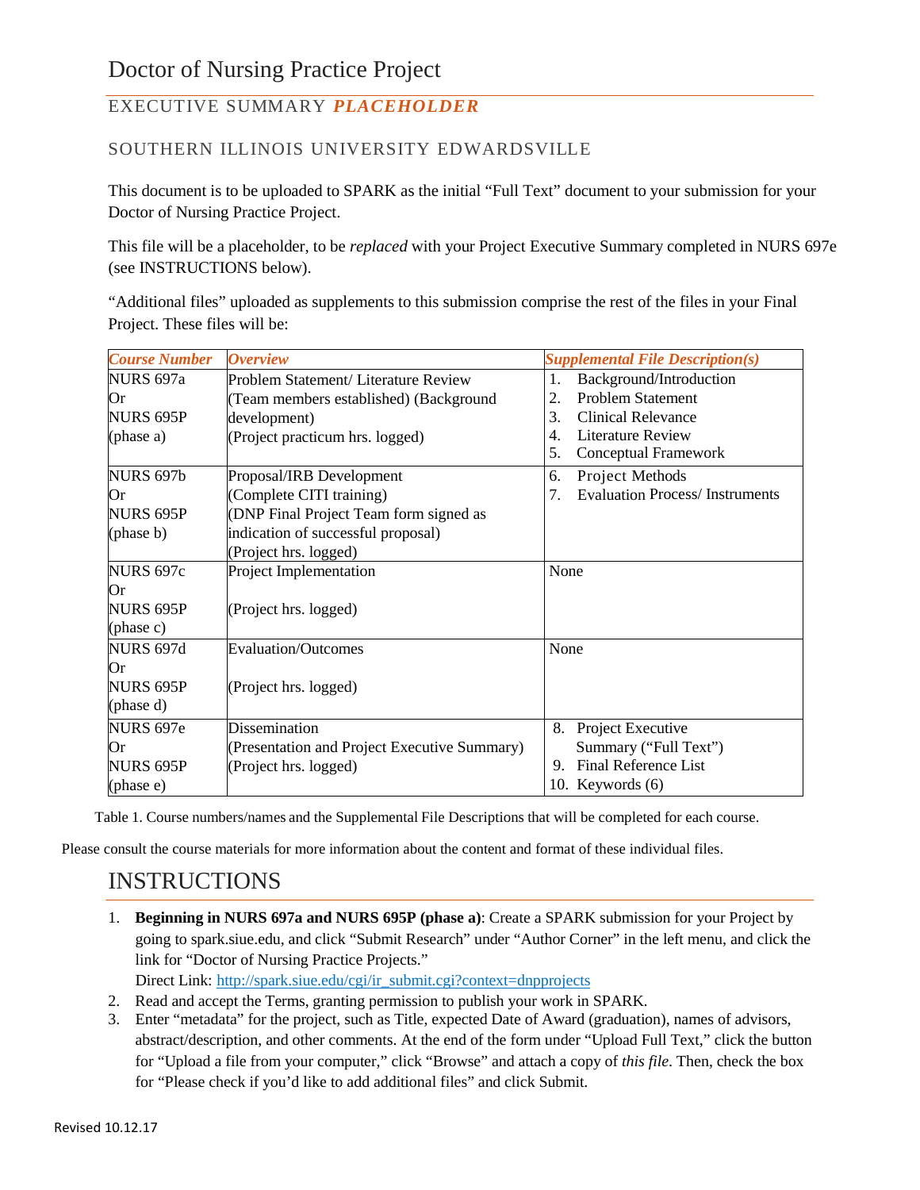# Doctor of Nursing Practice Project

## EXECUTIVE SUMMARY ***PLACEHOLDER***

### SOUTHERN ILLINOIS UNIVERSITY EDWARDSVILLE

This document is to be uploaded to SPARK as the initial "Full Text" document to your submission for your Doctor of Nursing Practice Project.

This file will be a placeholder, to be *replaced* with your Project Executive Summary completed in NURS 697e (see INSTRUCTIONS below).

"Additional files" uploaded as supplements to this submission comprise the rest of the files in your Final Project. These files will be:

| *Course Number* | *Overview* | *Supplemental File Description(s)* |
|---|---|---|
| NURS 697a<br>Or<br>NURS 695P<br>(phase a) | Problem Statement/ Literature Review<br>(Team members established) (Background development)<br>(Project practicum hrs. logged) | 1. Background/Introduction<br>2. Problem Statement<br>3. Clinical Relevance<br>4. Literature Review<br>5. Conceptual Framework |
| NURS 697b<br>Or<br>NURS 695P<br>(phase b) | Proposal/IRB Development<br>(Complete CITI training)<br>(DNP Final Project Team form signed as indication of successful proposal)<br>(Project hrs. logged) | 6. Project Methods<br>7. Evaluation Process/ Instruments |
| NURS 697c<br>Or<br>NURS 695P<br>(phase c) | Project Implementation<br><br>(Project hrs. logged) | None |
| NURS 697d<br>Or<br>NURS 695P<br>(phase d) | Evaluation/Outcomes<br><br>(Project hrs. logged) | None |
| NURS 697e<br>Or<br>NURS 695P<br>(phase e) | Dissemination<br>(Presentation and Project Executive Summary)<br>(Project hrs. logged) | 8. Project Executive Summary ("Full Text")<br>9. Final Reference List<br>10. Keywords (6) |

Table 1. Course numbers/names and the Supplemental File Descriptions that will be completed for each course.

Please consult the course materials for more information about the content and format of these individual files.

# INSTRUCTIONS

1. **Beginning in NURS 697a and NURS 695P (phase a)**: Create a SPARK submission for your Project by going to spark.siue.edu, and click "Submit Research" under "Author Corner" in the left menu, and click the link for "Doctor of Nursing Practice Projects."
   Direct Link: http://spark.siue.edu/cgi/ir_submit.cgi?context=dnpprojects
2. Read and accept the Terms, granting permission to publish your work in SPARK.
3. Enter "metadata" for the project, such as Title, expected Date of Award (graduation), names of advisors, abstract/description, and other comments. At the end of the form under "Upload Full Text," click the button for "Upload a file from your computer," click "Browse" and attach a copy of *this file*. Then, check the box for "Please check if you'd like to add additional files" and click Submit.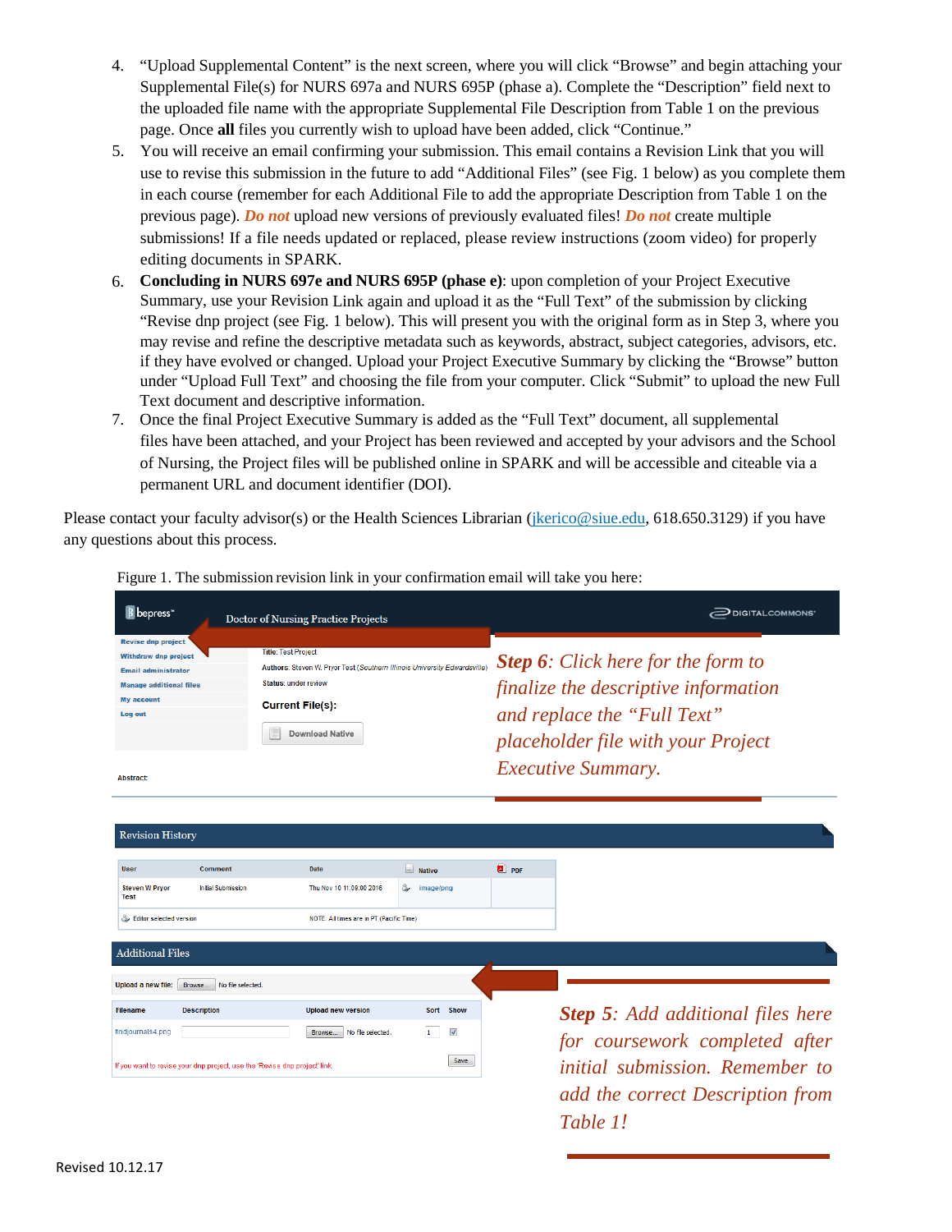4. "Upload Supplemental Content" is the next screen, where you will click "Browse" and begin attaching your Supplemental File(s) for NURS 697a and NURS 695P (phase a). Complete the "Description" field next to the uploaded file name with the appropriate Supplemental File Description from Table 1 on the previous page. Once **all** files you currently wish to upload have been added, click "Continue."
5. You will receive an email confirming your submission. This email contains a Revision Link that you will use to revise this submission in the future to add "Additional Files" (see Fig. 1 below) as you complete them in each course (remember for each Additional File to add the appropriate Description from Table 1 on the previous page). ***Do not*** upload new versions of previously evaluated files! ***Do not*** create multiple submissions! If a file needs updated or replaced, please review instructions (zoom video) for properly editing documents in SPARK.
6. **Concluding in NURS 697e and NURS 695P (phase e)**: upon completion of your Project Executive Summary, use your Revision Link again and upload it as the "Full Text" of the submission by clicking "Revise dnp project (see Fig. 1 below). This will present you with the original form as in Step 3, where you may revise and refine the descriptive metadata such as keywords, abstract, subject categories, advisors, etc. if they have evolved or changed. Upload your Project Executive Summary by clicking the "Browse" button under "Upload Full Text" and choosing the file from your computer. Click "Submit" to upload the new Full Text document and descriptive information.
7. Once the final Project Executive Summary is added as the "Full Text" document, all supplemental files have been attached, and your Project has been reviewed and accepted by your advisors and the School of Nursing, the Project files will be published online in SPARK and will be accessible and citeable via a permanent URL and document identifier (DOI).

Please contact your faculty advisor(s) or the Health Sciences Librarian (jkerico@siue.edu, 618.650.3129) if you have any questions about this process.

Figure 1. The submission revision link in your confirmation email will take you here:

bepress

Doctor of Nursing Practice Projects

DIGITALCOMMONS

Revise dnp project
Withdraw dnp project
Email administrator
Manage additional files
My account
Log out

Title: Test Project

Authors: Steven W. Pryor Test (Southern Illinois University Edwardsville)

Status: under review

Current File(s):

Download Native

Abstract:

*Step 6: Click here for the form to finalize the descriptive information and replace the "Full Text" placeholder file with your Project Executive Summary.*

Revision History

| User | Comment | Date | Native | PDF |
|---|---|---|---|---|
| Steven W Pryor Test | Initial Submission | Thu Nov 10 11:09:00 2016 | image/png | |

Editor selected version

NOTE: All times are in PT (Pacific Time)

Additional Files

Upload a new file: Browse... No file selected.

| Filename | Description | Upload new version | Sort | Show |
|---|---|---|---|---|
| findjournals4.png | | Browse... No file selected. | 1 | ✓ |

If you want to revise your dnp project, use the 'Revise dnp project' link.

Save

*Step 5: Add additional files here for coursework completed after initial submission. Remember to add the correct Description from Table 1!*

Revised 10.12.17